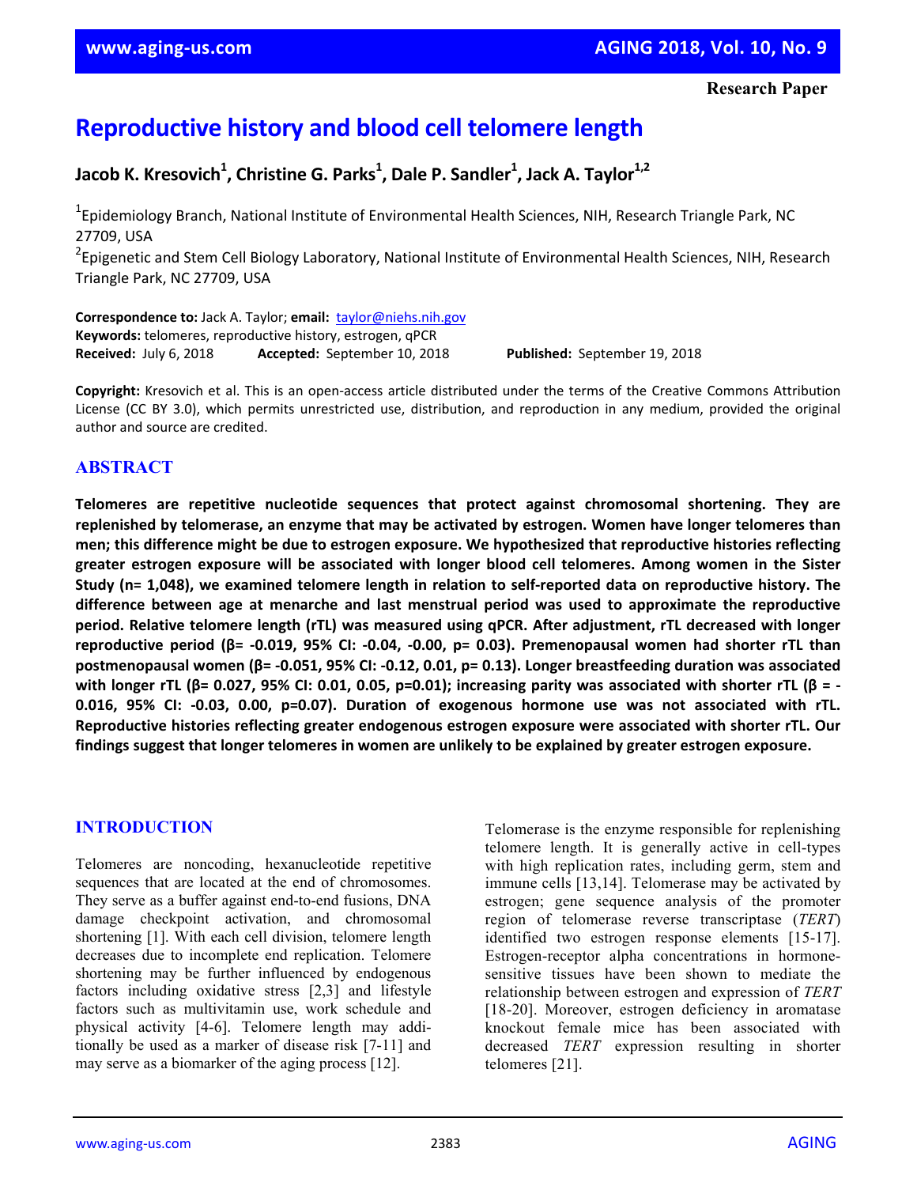Research Paper

# Reproductive history and blood cell telomere length

**Jacob K. Kresovich[1], Christine G. Parks[1], Dale P. Sandler[1], Jack A. Taylor[1,2]**

[1]Epidemiology Branch, National Institute of Environmental Health Sciences, NIH, Research Triangle Park, NC 27709, USA

[2]Epigenetic and Stem Cell Biology Laboratory, National Institute of Environmental Health Sciences, NIH, Research Triangle Park, NC 27709, USA

**Correspondence to:** Jack A. Taylor; **email:** taylor@niehs.nih.gov
**Keywords:** telomeres, reproductive history, estrogen, qPCR
**Received:** July 6, 2018 **Accepted:** September 10, 2018 **Published:** September 19, 2018

**Copyright:** Kresovich et al. This is an open-access article distributed under the terms of the Creative Commons Attribution License (CC BY 3.0), which permits unrestricted use, distribution, and reproduction in any medium, provided the original author and source are credited.

## ABSTRACT

**Telomeres are repetitive nucleotide sequences that protect against chromosomal shortening. They are replenished by telomerase, an enzyme that may be activated by estrogen. Women have longer telomeres than men; this difference might be due to estrogen exposure. We hypothesized that reproductive histories reflecting greater estrogen exposure will be associated with longer blood cell telomeres. Among women in the Sister Study (n= 1,048), we examined telomere length in relation to self-reported data on reproductive history. The difference between age at menarche and last menstrual period was used to approximate the reproductive period. Relative telomere length (rTL) was measured using qPCR. After adjustment, rTL decreased with longer reproductive period (β= -0.019, 95% CI: -0.04, -0.00, p= 0.03). Premenopausal women had shorter rTL than postmenopausal women (β= -0.051, 95% CI: -0.12, 0.01, p= 0.13). Longer breastfeeding duration was associated with longer rTL (β= 0.027, 95% CI: 0.01, 0.05, p=0.01); increasing parity was associated with shorter rTL (β = -0.016, 95% CI: -0.03, 0.00, p=0.07). Duration of exogenous hormone use was not associated with rTL. Reproductive histories reflecting greater endogenous estrogen exposure were associated with shorter rTL. Our findings suggest that longer telomeres in women are unlikely to be explained by greater estrogen exposure.**

## INTRODUCTION

Telomeres are noncoding, hexanucleotide repetitive sequences that are located at the end of chromosomes. They serve as a buffer against end-to-end fusions, DNA damage checkpoint activation, and chromosomal shortening [1]. With each cell division, telomere length decreases due to incomplete end replication. Telomere shortening may be further influenced by endogenous factors including oxidative stress [2,3] and lifestyle factors such as multivitamin use, work schedule and physical activity [4-6]. Telomere length may additionally be used as a marker of disease risk [7-11] and may serve as a biomarker of the aging process [12].

Telomerase is the enzyme responsible for replenishing telomere length. It is generally active in cell-types with high replication rates, including germ, stem and immune cells [13,14]. Telomerase may be activated by estrogen; gene sequence analysis of the promoter region of telomerase reverse transcriptase (*TERT*) identified two estrogen response elements [15-17]. Estrogen-receptor alpha concentrations in hormone-sensitive tissues have been shown to mediate the relationship between estrogen and expression of *TERT* [18-20]. Moreover, estrogen deficiency in aromatase knockout female mice has been associated with decreased *TERT* expression resulting in shorter telomeres [21].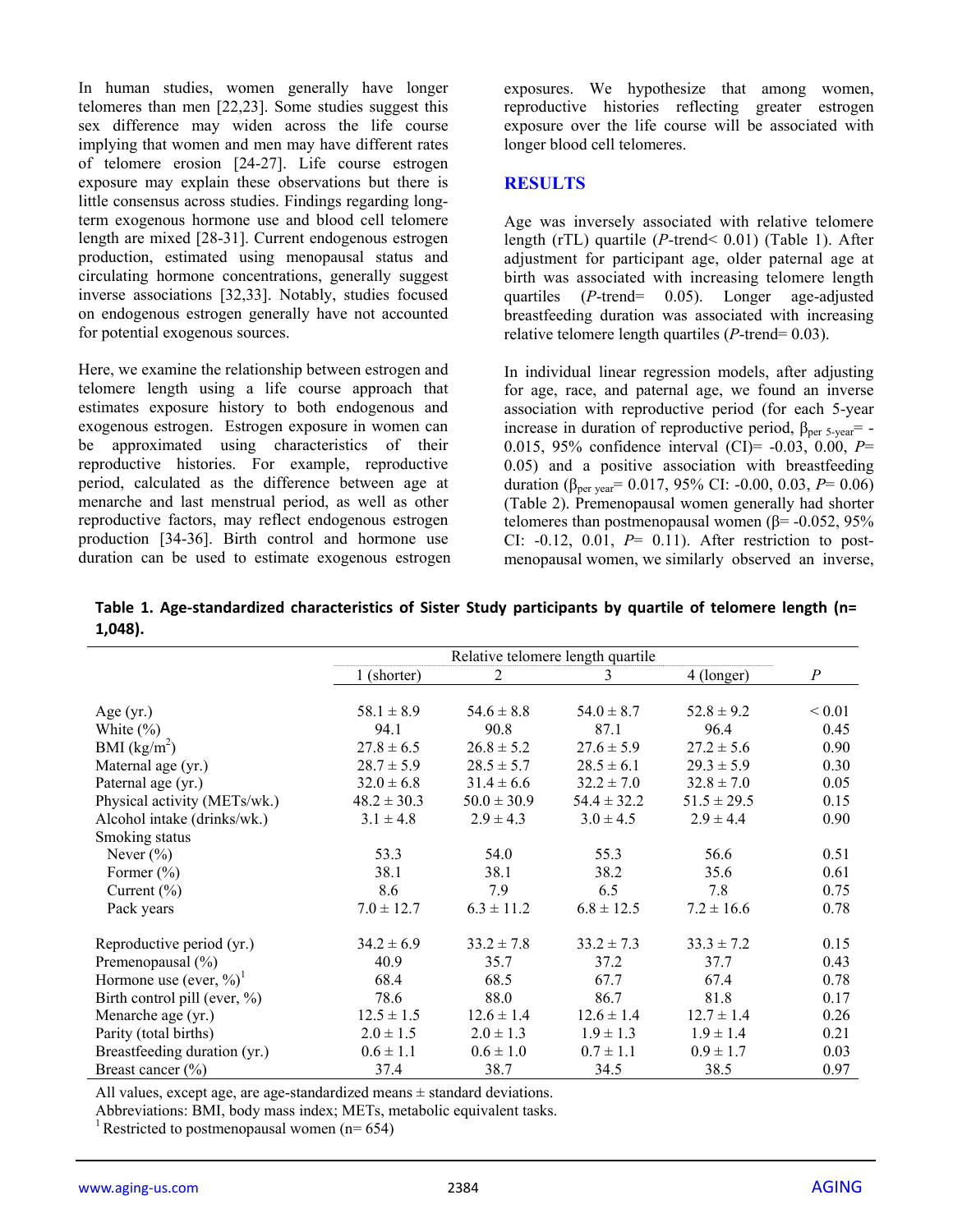In human studies, women generally have longer telomeres than men [22,23]. Some studies suggest this sex difference may widen across the life course implying that women and men may have different rates of telomere erosion [24-27]. Life course estrogen exposure may explain these observations but there is little consensus across studies. Findings regarding long-term exogenous hormone use and blood cell telomere length are mixed [28-31]. Current endogenous estrogen production, estimated using menopausal status and circulating hormone concentrations, generally suggest inverse associations [32,33]. Notably, studies focused on endogenous estrogen generally have not accounted for potential exogenous sources.

Here, we examine the relationship between estrogen and telomere length using a life course approach that estimates exposure history to both endogenous and exogenous estrogen. Estrogen exposure in women can be approximated using characteristics of their reproductive histories. For example, reproductive period, calculated as the difference between age at menarche and last menstrual period, as well as other reproductive factors, may reflect endogenous estrogen production [34-36]. Birth control and hormone use duration can be used to estimate exogenous estrogen exposures. We hypothesize that among women, reproductive histories reflecting greater estrogen exposure over the life course will be associated with longer blood cell telomeres.

## RESULTS

Age was inversely associated with relative telomere length (rTL) quartile (*P*-trend< 0.01) (Table 1). After adjustment for participant age, older paternal age at birth was associated with increasing telomere length quartiles (*P*-trend= 0.05). Longer age-adjusted breastfeeding duration was associated with increasing relative telomere length quartiles (*P*-trend= 0.03).

In individual linear regression models, after adjusting for age, race, and paternal age, we found an inverse association with reproductive period (for each 5-year increase in duration of reproductive period, $\beta_{\text{per 5-year}}$= -0.015, 95% confidence interval (CI)= -0.03, 0.00, *P*= 0.05) and a positive association with breastfeeding duration ($\beta_{\text{per year}}$= 0.017, 95% CI: -0.00, 0.03, *P*= 0.06) (Table 2). Premenopausal women generally had shorter telomeres than postmenopausal women (β= -0.052, 95% CI: -0.12, 0.01, *P*= 0.11). After restriction to post-menopausal women, we similarly observed an inverse,

**Table 1. Age-standardized characteristics of Sister Study participants by quartile of telomere length (n= 1,048).**

| | Relative telomere length quartile | | | | |
|---|---|---|---|---|---|
| | 1 (shorter) | 2 | 3 | 4 (longer) | *P* |
| Age (yr.) | 58.1 ± 8.9 | 54.6 ± 8.8 | 54.0 ± 8.7 | 52.8 ± 9.2 | < 0.01 |
| White (%) | 94.1 | 90.8 | 87.1 | 96.4 | 0.45 |
| BMI (kg/m$^2$) | 27.8 ± 6.5 | 26.8 ± 5.2 | 27.6 ± 5.9 | 27.2 ± 5.6 | 0.90 |
| Maternal age (yr.) | 28.7 ± 5.9 | 28.5 ± 5.7 | 28.5 ± 6.1 | 29.3 ± 5.9 | 0.30 |
| Paternal age (yr.) | 32.0 ± 6.8 | 31.4 ± 6.6 | 32.2 ± 7.0 | 32.8 ± 7.0 | 0.05 |
| Physical activity (METs/wk.) | 48.2 ± 30.3 | 50.0 ± 30.9 | 54.4 ± 32.2 | 51.5 ± 29.5 | 0.15 |
| Alcohol intake (drinks/wk.) | 3.1 ± 4.8 | 2.9 ± 4.3 | 3.0 ± 4.5 | 2.9 ± 4.4 | 0.90 |
| Smoking status | | | | | |
| Never (%) | 53.3 | 54.0 | 55.3 | 56.6 | 0.51 |
| Former (%) | 38.1 | 38.1 | 38.2 | 35.6 | 0.61 |
| Current (%) | 8.6 | 7.9 | 6.5 | 7.8 | 0.75 |
| Pack years | 7.0 ± 12.7 | 6.3 ± 11.2 | 6.8 ± 12.5 | 7.2 ± 16.6 | 0.78 |
| Reproductive period (yr.) | 34.2 ± 6.9 | 33.2 ± 7.8 | 33.2 ± 7.3 | 33.3 ± 7.2 | 0.15 |
| Premenopausal (%) | 40.9 | 35.7 | 37.2 | 37.7 | 0.43 |
| Hormone use (ever, %)[1] | 68.4 | 68.5 | 67.7 | 67.4 | 0.78 |
| Birth control pill (ever, %) | 78.6 | 88.0 | 86.7 | 81.8 | 0.17 |
| Menarche age (yr.) | 12.5 ± 1.5 | 12.6 ± 1.4 | 12.6 ± 1.4 | 12.7 ± 1.4 | 0.26 |
| Parity (total births) | 2.0 ± 1.5 | 2.0 ± 1.3 | 1.9 ± 1.3 | 1.9 ± 1.4 | 0.21 |
| Breastfeeding duration (yr.) | 0.6 ± 1.1 | 0.6 ± 1.0 | 0.7 ± 1.1 | 0.9 ± 1.7 | 0.03 |
| Breast cancer (%) | 37.4 | 38.7 | 34.5 | 38.5 | 0.97 |

All values, except age, are age-standardized means ± standard deviations.

Abbreviations: BMI, body mass index; METs, metabolic equivalent tasks.

[1] Restricted to postmenopausal women (n= 654)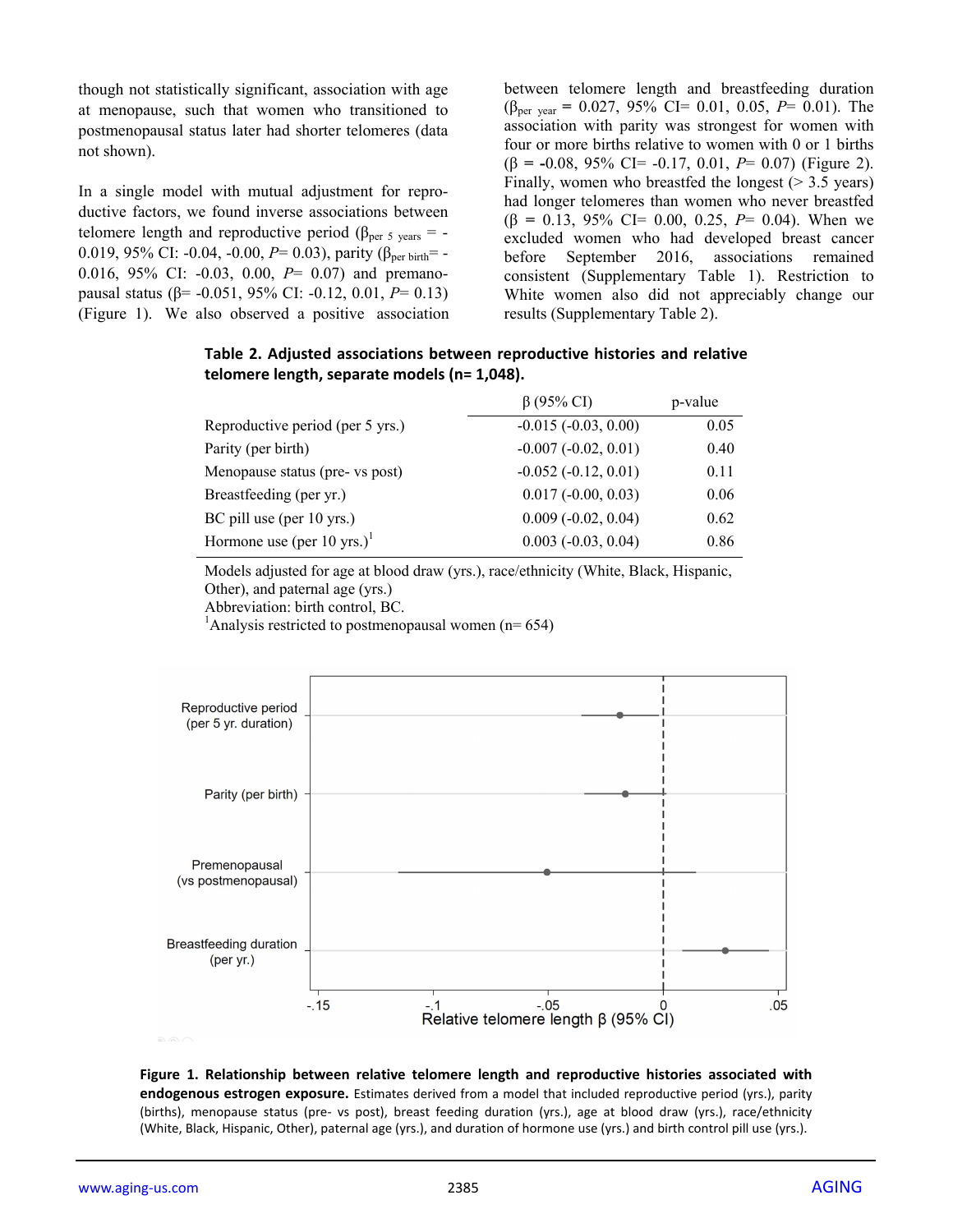though not statistically significant, association with age at menopause, such that women who transitioned to postmenopausal status later had shorter telomeres (data not shown).

In a single model with mutual adjustment for reproductive factors, we found inverse associations between telomere length and reproductive period ($\beta_{per\ 5\ years}$ = -0.019, 95% CI: -0.04, -0.00, $P$= 0.03), parity ($\beta_{per\ birth}$= -0.016, 95% CI: -0.03, 0.00, $P$= 0.07) and premenopausal status (β= -0.051, 95% CI: -0.12, 0.01, $P$= 0.13) (Figure 1). We also observed a positive association between telomere length and breastfeeding duration ($\beta_{per\ year}$ = 0.027, 95% CI= 0.01, 0.05, $P$= 0.01). The association with parity was strongest for women with four or more births relative to women with 0 or 1 births (β = -0.08, 95% CI= -0.17, 0.01, $P$= 0.07) (Figure 2). Finally, women who breastfed the longest (> 3.5 years) had longer telomeres than women who never breastfed (β = 0.13, 95% CI= 0.00, 0.25, $P$= 0.04). When we excluded women who had developed breast cancer before September 2016, associations remained consistent (Supplementary Table 1). Restriction to White women also did not appreciably change our results (Supplementary Table 2).

**Table 2. Adjusted associations between reproductive histories and relative telomere length, separate models (n= 1,048).**

| | β (95% CI) | p-value |
|---|---|---|
| Reproductive period (per 5 yrs.) | -0.015 (-0.03, 0.00) | 0.05 |
| Parity (per birth) | -0.007 (-0.02, 0.01) | 0.40 |
| Menopause status (pre- vs post) | -0.052 (-0.12, 0.01) | 0.11 |
| Breastfeeding (per yr.) | 0.017 (-0.00, 0.03) | 0.06 |
| BC pill use (per 10 yrs.) | 0.009 (-0.02, 0.04) | 0.62 |
| Hormone use (per 10 yrs.)[1] | 0.003 (-0.03, 0.04) | 0.86 |

Models adjusted for age at blood draw (yrs.), race/ethnicity (White, Black, Hispanic, Other), and paternal age (yrs.)
Abbreviation: birth control, BC.
[1]Analysis restricted to postmenopausal women (n= 654)

**Figure 1. Relationship between relative telomere length and reproductive histories associated with endogenous estrogen exposure.** Estimates derived from a model that included reproductive period (yrs.), parity (births), menopause status (pre- vs post), breast feeding duration (yrs.), age at blood draw (yrs.), race/ethnicity (White, Black, Hispanic, Other), paternal age (yrs.), and duration of hormone use (yrs.) and birth control pill use (yrs.).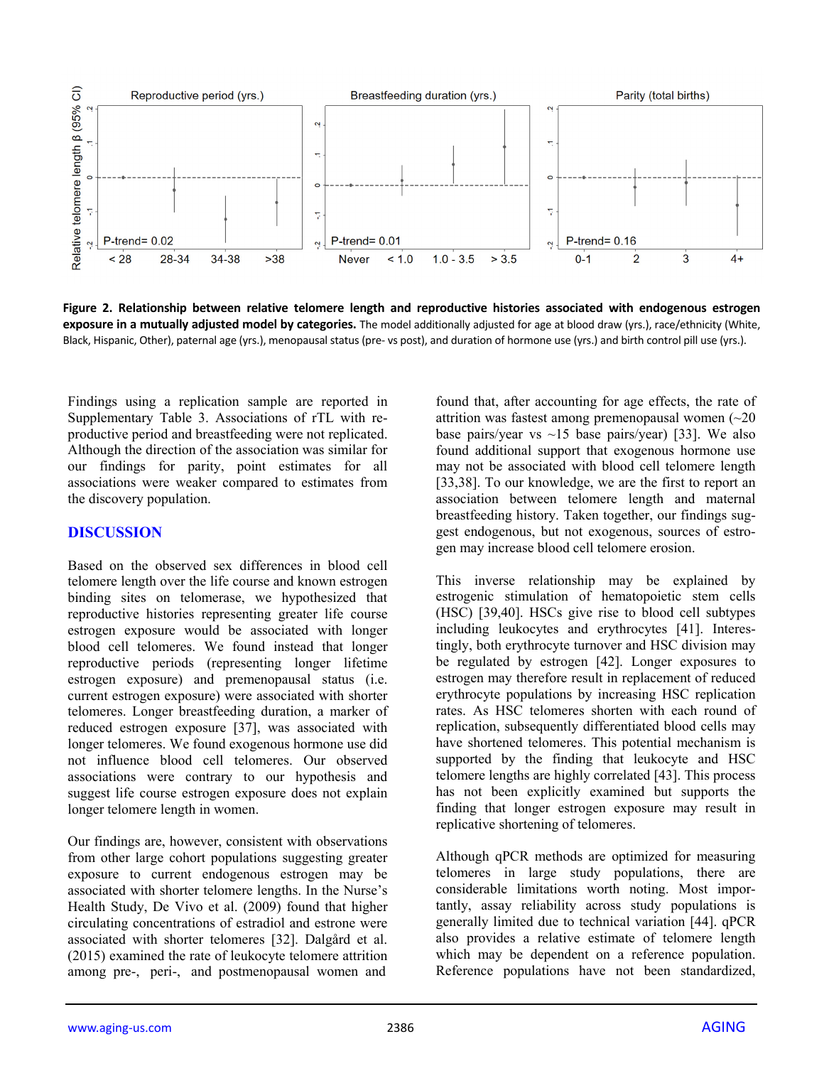**Figure 2. Relationship between relative telomere length and reproductive histories associated with endogenous estrogen exposure in a mutually adjusted model by categories.** The model additionally adjusted for age at blood draw (yrs.), race/ethnicity (White, Black, Hispanic, Other), paternal age (yrs.), menopausal status (pre- vs post), and duration of hormone use (yrs.) and birth control pill use (yrs.).

Findings using a replication sample are reported in Supplementary Table 3. Associations of rTL with reproductive period and breastfeeding were not replicated. Although the direction of the association was similar for our findings for parity, point estimates for all associations were weaker compared to estimates from the discovery population.

## DISCUSSION

Based on the observed sex differences in blood cell telomere length over the life course and known estrogen binding sites on telomerase, we hypothesized that reproductive histories representing greater life course estrogen exposure would be associated with longer blood cell telomeres. We found instead that longer reproductive periods (representing longer lifetime estrogen exposure) and premenopausal status (i.e. current estrogen exposure) were associated with shorter telomeres. Longer breastfeeding duration, a marker of reduced estrogen exposure [37], was associated with longer telomeres. We found exogenous hormone use did not influence blood cell telomeres. Our observed associations were contrary to our hypothesis and suggest life course estrogen exposure does not explain longer telomere length in women.

Our findings are, however, consistent with observations from other large cohort populations suggesting greater exposure to current endogenous estrogen may be associated with shorter telomere lengths. In the Nurse's Health Study, De Vivo et al. (2009) found that higher circulating concentrations of estradiol and estrone were associated with shorter telomeres [32]. Dalgård et al. (2015) examined the rate of leukocyte telomere attrition among pre-, peri-, and postmenopausal women and found that, after accounting for age effects, the rate of attrition was fastest among premenopausal women (~20 base pairs/year vs ~15 base pairs/year) [33]. We also found additional support that exogenous hormone use may not be associated with blood cell telomere length [33,38]. To our knowledge, we are the first to report an association between telomere length and maternal breastfeeding history. Taken together, our findings suggest endogenous, but not exogenous, sources of estrogen may increase blood cell telomere erosion.

This inverse relationship may be explained by estrogenic stimulation of hematopoietic stem cells (HSC) [39,40]. HSCs give rise to blood cell subtypes including leukocytes and erythrocytes [41]. Interestingly, both erythrocyte turnover and HSC division may be regulated by estrogen [42]. Longer exposures to estrogen may therefore result in replacement of reduced erythrocyte populations by increasing HSC replication rates. As HSC telomeres shorten with each round of replication, subsequently differentiated blood cells may have shortened telomeres. This potential mechanism is supported by the finding that leukocyte and HSC telomere lengths are highly correlated [43]. This process has not been explicitly examined but supports the finding that longer estrogen exposure may result in replicative shortening of telomeres.

Although qPCR methods are optimized for measuring telomeres in large study populations, there are considerable limitations worth noting. Most importantly, assay reliability across study populations is generally limited due to technical variation [44]. qPCR also provides a relative estimate of telomere length which may be dependent on a reference population. Reference populations have not been standardized,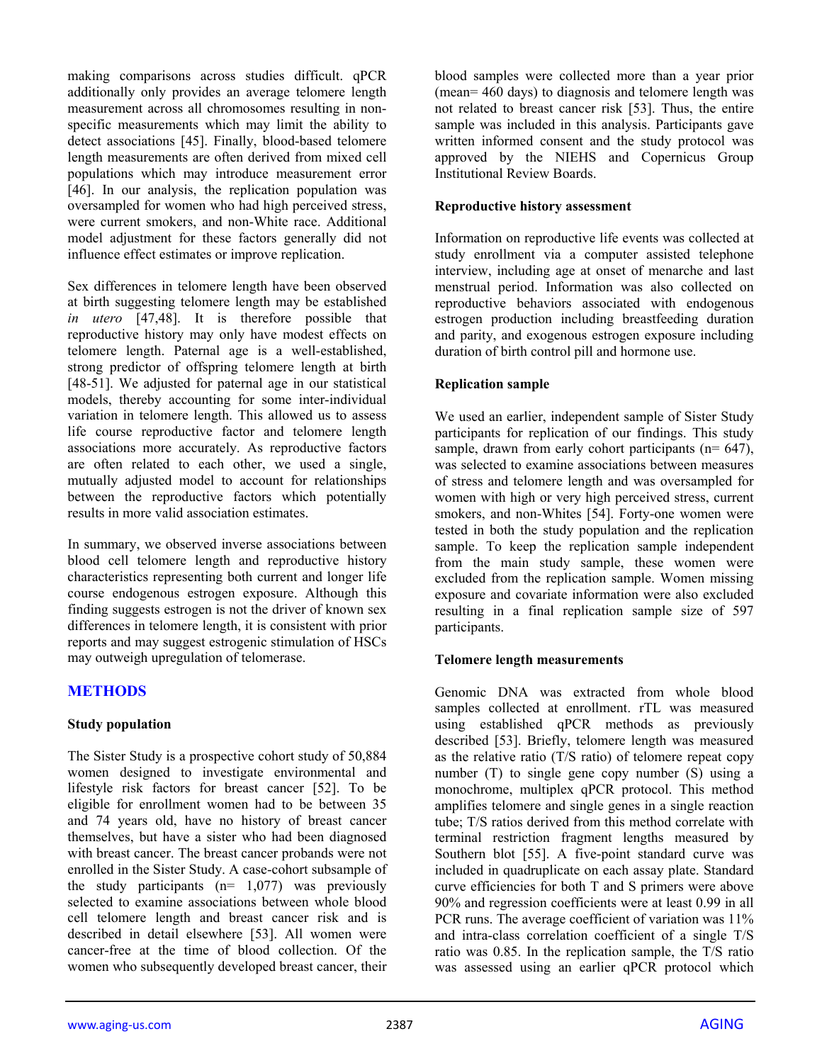making comparisons across studies difficult. qPCR additionally only provides an average telomere length measurement across all chromosomes resulting in non-specific measurements which may limit the ability to detect associations [45]. Finally, blood-based telomere length measurements are often derived from mixed cell populations which may introduce measurement error [46]. In our analysis, the replication population was oversampled for women who had high perceived stress, were current smokers, and non-White race. Additional model adjustment for these factors generally did not influence effect estimates or improve replication.

Sex differences in telomere length have been observed at birth suggesting telomere length may be established *in utero* [47,48]. It is therefore possible that reproductive history may only have modest effects on telomere length. Paternal age is a well-established, strong predictor of offspring telomere length at birth [48-51]. We adjusted for paternal age in our statistical models, thereby accounting for some inter-individual variation in telomere length. This allowed us to assess life course reproductive factor and telomere length associations more accurately. As reproductive factors are often related to each other, we used a single, mutually adjusted model to account for relationships between the reproductive factors which potentially results in more valid association estimates.

In summary, we observed inverse associations between blood cell telomere length and reproductive history characteristics representing both current and longer life course endogenous estrogen exposure. Although this finding suggests estrogen is not the driver of known sex differences in telomere length, it is consistent with prior reports and may suggest estrogenic stimulation of HSCs may outweigh upregulation of telomerase.

## METHODS

### Study population

The Sister Study is a prospective cohort study of 50,884 women designed to investigate environmental and lifestyle risk factors for breast cancer [52]. To be eligible for enrollment women had to be between 35 and 74 years old, have no history of breast cancer themselves, but have a sister who had been diagnosed with breast cancer. The breast cancer probands were not enrolled in the Sister Study. A case-cohort subsample of the study participants (n= 1,077) was previously selected to examine associations between whole blood cell telomere length and breast cancer risk and is described in detail elsewhere [53]. All women were cancer-free at the time of blood collection. Of the women who subsequently developed breast cancer, their blood samples were collected more than a year prior (mean= 460 days) to diagnosis and telomere length was not related to breast cancer risk [53]. Thus, the entire sample was included in this analysis. Participants gave written informed consent and the study protocol was approved by the NIEHS and Copernicus Group Institutional Review Boards.

### Reproductive history assessment

Information on reproductive life events was collected at study enrollment via a computer assisted telephone interview, including age at onset of menarche and last menstrual period. Information was also collected on reproductive behaviors associated with endogenous estrogen production including breastfeeding duration and parity, and exogenous estrogen exposure including duration of birth control pill and hormone use.

### Replication sample

We used an earlier, independent sample of Sister Study participants for replication of our findings. This study sample, drawn from early cohort participants (n= 647), was selected to examine associations between measures of stress and telomere length and was oversampled for women with high or very high perceived stress, current smokers, and non-Whites [54]. Forty-one women were tested in both the study population and the replication sample. To keep the replication sample independent from the main study sample, these women were excluded from the replication sample. Women missing exposure and covariate information were also excluded resulting in a final replication sample size of 597 participants.

### Telomere length measurements

Genomic DNA was extracted from whole blood samples collected at enrollment. rTL was measured using established qPCR methods as previously described [53]. Briefly, telomere length was measured as the relative ratio (T/S ratio) of telomere repeat copy number (T) to single gene copy number (S) using a monochrome, multiplex qPCR protocol. This method amplifies telomere and single genes in a single reaction tube; T/S ratios derived from this method correlate with terminal restriction fragment lengths measured by Southern blot [55]. A five-point standard curve was included in quadruplicate on each assay plate. Standard curve efficiencies for both T and S primers were above 90% and regression coefficients were at least 0.99 in all PCR runs. The average coefficient of variation was 11% and intra-class correlation coefficient of a single T/S ratio was 0.85. In the replication sample, the T/S ratio was assessed using an earlier qPCR protocol which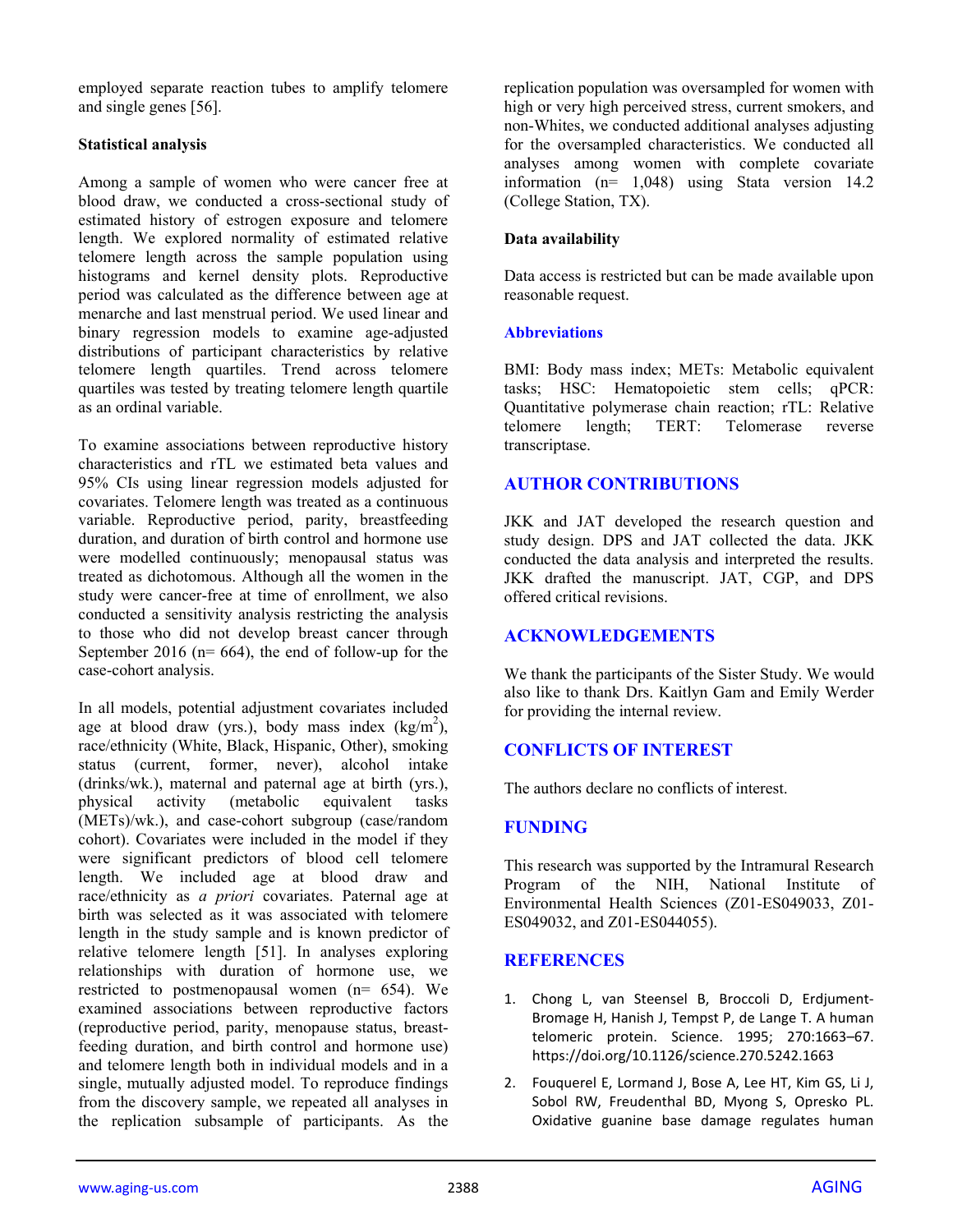employed separate reaction tubes to amplify telomere and single genes [56].

### Statistical analysis

Among a sample of women who were cancer free at blood draw, we conducted a cross-sectional study of estimated history of estrogen exposure and telomere length. We explored normality of estimated relative telomere length across the sample population using histograms and kernel density plots. Reproductive period was calculated as the difference between age at menarche and last menstrual period. We used linear and binary regression models to examine age-adjusted distributions of participant characteristics by relative telomere length quartiles. Trend across telomere quartiles was tested by treating telomere length quartile as an ordinal variable.

To examine associations between reproductive history characteristics and rTL we estimated beta values and 95% CIs using linear regression models adjusted for covariates. Telomere length was treated as a continuous variable. Reproductive period, parity, breastfeeding duration, and duration of birth control and hormone use were modelled continuously; menopausal status was treated as dichotomous. Although all the women in the study were cancer-free at time of enrollment, we also conducted a sensitivity analysis restricting the analysis to those who did not develop breast cancer through September 2016 (n= 664), the end of follow-up for the case-cohort analysis.

In all models, potential adjustment covariates included age at blood draw (yrs.), body mass index (kg/m$^2$), race/ethnicity (White, Black, Hispanic, Other), smoking status (current, former, never), alcohol intake (drinks/wk.), maternal and paternal age at birth (yrs.), physical activity (metabolic equivalent tasks (METs)/wk.), and case-cohort subgroup (case/random cohort). Covariates were included in the model if they were significant predictors of blood cell telomere length. We included age at blood draw and race/ethnicity as *a priori* covariates. Paternal age at birth was selected as it was associated with telomere length in the study sample and is known predictor of relative telomere length [51]. In analyses exploring relationships with duration of hormone use, we restricted to postmenopausal women (n= 654). We examined associations between reproductive factors (reproductive period, parity, menopause status, breast-feeding duration, and birth control and hormone use) and telomere length both in individual models and in a single, mutually adjusted model. To reproduce findings from the discovery sample, we repeated all analyses in the replication subsample of participants. As the replication population was oversampled for women with high or very high perceived stress, current smokers, and non-Whites, we conducted additional analyses adjusting for the oversampled characteristics. We conducted all analyses among women with complete covariate information (n= 1,048) using Stata version 14.2 (College Station, TX).

### Data availability

Data access is restricted but can be made available upon reasonable request.

### Abbreviations

BMI: Body mass index; METs: Metabolic equivalent tasks; HSC: Hematopoietic stem cells; qPCR: Quantitative polymerase chain reaction; rTL: Relative telomere length; TERT: Telomerase reverse transcriptase.

## AUTHOR CONTRIBUTIONS

JKK and JAT developed the research question and study design. DPS and JAT collected the data. JKK conducted the data analysis and interpreted the results. JKK drafted the manuscript. JAT, CGP, and DPS offered critical revisions.

## ACKNOWLEDGEMENTS

We thank the participants of the Sister Study. We would also like to thank Drs. Kaitlyn Gam and Emily Werder for providing the internal review.

## CONFLICTS OF INTEREST

The authors declare no conflicts of interest.

## FUNDING

This research was supported by the Intramural Research Program of the NIH, National Institute of Environmental Health Sciences (Z01-ES049033, Z01-ES049032, and Z01-ES044055).

## REFERENCES

1. Chong L, van Steensel B, Broccoli D, Erdjument-Bromage H, Hanish J, Tempst P, de Lange T. A human telomeric protein. Science. 1995; 270:1663–67. https://doi.org/10.1126/science.270.5242.1663
2. Fouquerel E, Lormand J, Bose A, Lee HT, Kim GS, Li J, Sobol RW, Freudenthal BD, Myong S, Opresko PL. Oxidative guanine base damage regulates human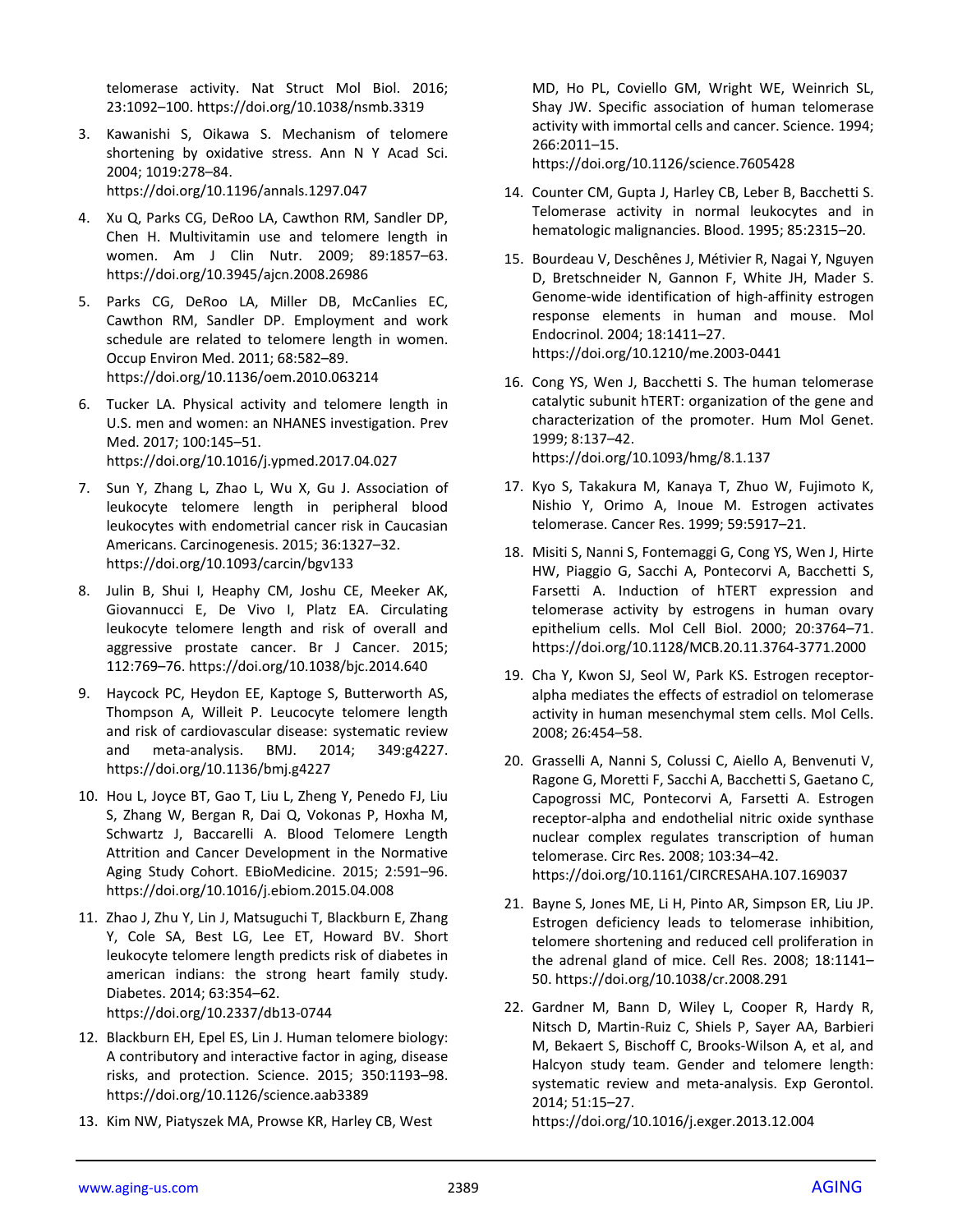telomerase activity. Nat Struct Mol Biol. 2016; 23:1092–100. https://doi.org/10.1038/nsmb.3319

3. Kawanishi S, Oikawa S. Mechanism of telomere shortening by oxidative stress. Ann N Y Acad Sci. 2004; 1019:278–84. https://doi.org/10.1196/annals.1297.047

4. Xu Q, Parks CG, DeRoo LA, Cawthon RM, Sandler DP, Chen H. Multivitamin use and telomere length in women. Am J Clin Nutr. 2009; 89:1857–63. https://doi.org/10.3945/ajcn.2008.26986

5. Parks CG, DeRoo LA, Miller DB, McCanlies EC, Cawthon RM, Sandler DP. Employment and work schedule are related to telomere length in women. Occup Environ Med. 2011; 68:582–89. https://doi.org/10.1136/oem.2010.063214

6. Tucker LA. Physical activity and telomere length in U.S. men and women: an NHANES investigation. Prev Med. 2017; 100:145–51. https://doi.org/10.1016/j.ypmed.2017.04.027

7. Sun Y, Zhang L, Zhao L, Wu X, Gu J. Association of leukocyte telomere length in peripheral blood leukocytes with endometrial cancer risk in Caucasian Americans. Carcinogenesis. 2015; 36:1327–32. https://doi.org/10.1093/carcin/bgv133

8. Julin B, Shui I, Heaphy CM, Joshu CE, Meeker AK, Giovannucci E, De Vivo I, Platz EA. Circulating leukocyte telomere length and risk of overall and aggressive prostate cancer. Br J Cancer. 2015; 112:769–76. https://doi.org/10.1038/bjc.2014.640

9. Haycock PC, Heydon EE, Kaptoge S, Butterworth AS, Thompson A, Willeit P. Leucocyte telomere length and risk of cardiovascular disease: systematic review and meta-analysis. BMJ. 2014; 349:g4227. https://doi.org/10.1136/bmj.g4227

10. Hou L, Joyce BT, Gao T, Liu L, Zheng Y, Penedo FJ, Liu S, Zhang W, Bergan R, Dai Q, Vokonas P, Hoxha M, Schwartz J, Baccarelli A. Blood Telomere Length Attrition and Cancer Development in the Normative Aging Study Cohort. EBioMedicine. 2015; 2:591–96. https://doi.org/10.1016/j.ebiom.2015.04.008

11. Zhao J, Zhu Y, Lin J, Matsuguchi T, Blackburn E, Zhang Y, Cole SA, Best LG, Lee ET, Howard BV. Short leukocyte telomere length predicts risk of diabetes in american indians: the strong heart family study. Diabetes. 2014; 63:354–62. https://doi.org/10.2337/db13-0744

12. Blackburn EH, Epel ES, Lin J. Human telomere biology: A contributory and interactive factor in aging, disease risks, and protection. Science. 2015; 350:1193–98. https://doi.org/10.1126/science.aab3389

13. Kim NW, Piatyszek MA, Prowse KR, Harley CB, West MD, Ho PL, Coviello GM, Wright WE, Weinrich SL, Shay JW. Specific association of human telomerase activity with immortal cells and cancer. Science. 1994; 266:2011–15. https://doi.org/10.1126/science.7605428

14. Counter CM, Gupta J, Harley CB, Leber B, Bacchetti S. Telomerase activity in normal leukocytes and in hematologic malignancies. Blood. 1995; 85:2315–20.

15. Bourdeau V, Deschênes J, Métivier R, Nagai Y, Nguyen D, Bretschneider N, Gannon F, White JH, Mader S. Genome-wide identification of high-affinity estrogen response elements in human and mouse. Mol Endocrinol. 2004; 18:1411–27. https://doi.org/10.1210/me.2003-0441

16. Cong YS, Wen J, Bacchetti S. The human telomerase catalytic subunit hTERT: organization of the gene and characterization of the promoter. Hum Mol Genet. 1999; 8:137–42. https://doi.org/10.1093/hmg/8.1.137

17. Kyo S, Takakura M, Kanaya T, Zhuo W, Fujimoto K, Nishio Y, Orimo A, Inoue M. Estrogen activates telomerase. Cancer Res. 1999; 59:5917–21.

18. Misiti S, Nanni S, Fontemaggi G, Cong YS, Wen J, Hirte HW, Piaggio G, Sacchi A, Pontecorvi A, Bacchetti S, Farsetti A. Induction of hTERT expression and telomerase activity by estrogens in human ovary epithelium cells. Mol Cell Biol. 2000; 20:3764–71. https://doi.org/10.1128/MCB.20.11.3764-3771.2000

19. Cha Y, Kwon SJ, Seol W, Park KS. Estrogen receptor-alpha mediates the effects of estradiol on telomerase activity in human mesenchymal stem cells. Mol Cells. 2008; 26:454–58.

20. Grasselli A, Nanni S, Colussi C, Aiello A, Benvenuti V, Ragone G, Moretti F, Sacchi A, Bacchetti S, Gaetano C, Capogrossi MC, Pontecorvi A, Farsetti A. Estrogen receptor-alpha and endothelial nitric oxide synthase nuclear complex regulates transcription of human telomerase. Circ Res. 2008; 103:34–42. https://doi.org/10.1161/CIRCRESAHA.107.169037

21. Bayne S, Jones ME, Li H, Pinto AR, Simpson ER, Liu JP. Estrogen deficiency leads to telomerase inhibition, telomere shortening and reduced cell proliferation in the adrenal gland of mice. Cell Res. 2008; 18:1141–50. https://doi.org/10.1038/cr.2008.291

22. Gardner M, Bann D, Wiley L, Cooper R, Hardy R, Nitsch D, Martin-Ruiz C, Shiels P, Sayer AA, Barbieri M, Bekaert S, Bischoff C, Brooks-Wilson A, et al, and Halcyon study team. Gender and telomere length: systematic review and meta-analysis. Exp Gerontol. 2014; 51:15–27. https://doi.org/10.1016/j.exger.2013.12.004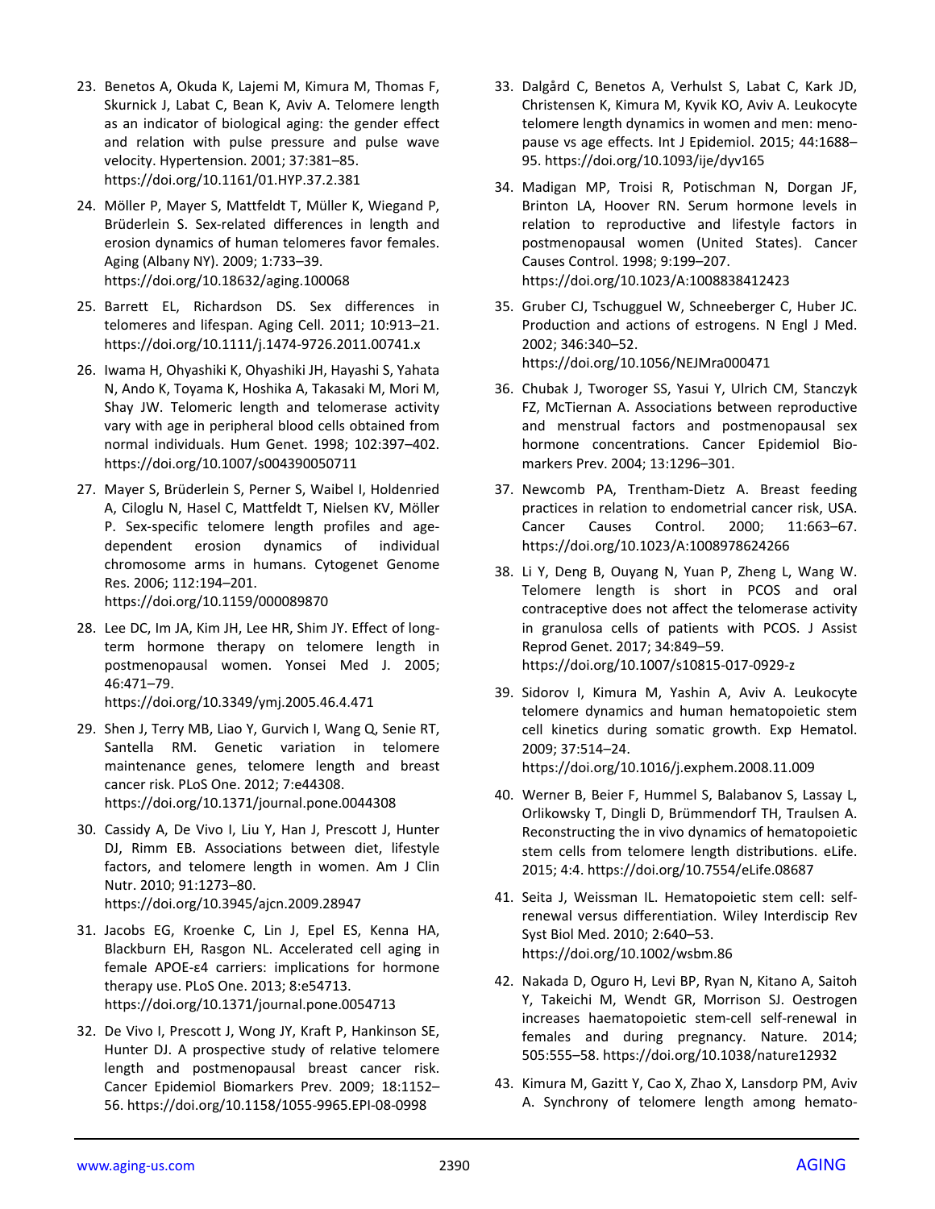23. Benetos A, Okuda K, Lajemi M, Kimura M, Thomas F, Skurnick J, Labat C, Bean K, Aviv A. Telomere length as an indicator of biological aging: the gender effect and relation with pulse pressure and pulse wave velocity. Hypertension. 2001; 37:381–85. https://doi.org/10.1161/01.HYP.37.2.381

24. Möller P, Mayer S, Mattfeldt T, Müller K, Wiegand P, Brüderlein S. Sex-related differences in length and erosion dynamics of human telomeres favor females. Aging (Albany NY). 2009; 1:733–39. https://doi.org/10.18632/aging.100068

25. Barrett EL, Richardson DS. Sex differences in telomeres and lifespan. Aging Cell. 2011; 10:913–21. https://doi.org/10.1111/j.1474-9726.2011.00741.x

26. Iwama H, Ohyashiki K, Ohyashiki JH, Hayashi S, Yahata N, Ando K, Toyama K, Hoshika A, Takasaki M, Mori M, Shay JW. Telomeric length and telomerase activity vary with age in peripheral blood cells obtained from normal individuals. Hum Genet. 1998; 102:397–402. https://doi.org/10.1007/s004390050711

27. Mayer S, Brüderlein S, Perner S, Waibel I, Holdenried A, Ciloglu N, Hasel C, Mattfeldt T, Nielsen KV, Möller P. Sex-specific telomere length profiles and age-dependent erosion dynamics of individual chromosome arms in humans. Cytogenet Genome Res. 2006; 112:194–201. https://doi.org/10.1159/000089870

28. Lee DC, Im JA, Kim JH, Lee HR, Shim JY. Effect of long-term hormone therapy on telomere length in postmenopausal women. Yonsei Med J. 2005; 46:471–79. https://doi.org/10.3349/ymj.2005.46.4.471

29. Shen J, Terry MB, Liao Y, Gurvich I, Wang Q, Senie RT, Santella RM. Genetic variation in telomere maintenance genes, telomere length and breast cancer risk. PLoS One. 2012; 7:e44308. https://doi.org/10.1371/journal.pone.0044308

30. Cassidy A, De Vivo I, Liu Y, Han J, Prescott J, Hunter DJ, Rimm EB. Associations between diet, lifestyle factors, and telomere length in women. Am J Clin Nutr. 2010; 91:1273–80. https://doi.org/10.3945/ajcn.2009.28947

31. Jacobs EG, Kroenke C, Lin J, Epel ES, Kenna HA, Blackburn EH, Rasgon NL. Accelerated cell aging in female APOE-ε4 carriers: implications for hormone therapy use. PLoS One. 2013; 8:e54713. https://doi.org/10.1371/journal.pone.0054713

32. De Vivo I, Prescott J, Wong JY, Kraft P, Hankinson SE, Hunter DJ. A prospective study of relative telomere length and postmenopausal breast cancer risk. Cancer Epidemiol Biomarkers Prev. 2009; 18:1152–56. https://doi.org/10.1158/1055-9965.EPI-08-0998

33. Dalgård C, Benetos A, Verhulst S, Labat C, Kark JD, Christensen K, Kimura M, Kyvik KO, Aviv A. Leukocyte telomere length dynamics in women and men: menopause vs age effects. Int J Epidemiol. 2015; 44:1688–95. https://doi.org/10.1093/ije/dyv165

34. Madigan MP, Troisi R, Potischman N, Dorgan JF, Brinton LA, Hoover RN. Serum hormone levels in relation to reproductive and lifestyle factors in postmenopausal women (United States). Cancer Causes Control. 1998; 9:199–207. https://doi.org/10.1023/A:1008838412423

35. Gruber CJ, Tschugguel W, Schneeberger C, Huber JC. Production and actions of estrogens. N Engl J Med. 2002; 346:340–52. https://doi.org/10.1056/NEJMra000471

36. Chubak J, Tworoger SS, Yasui Y, Ulrich CM, Stanczyk FZ, McTiernan A. Associations between reproductive and menstrual factors and postmenopausal sex hormone concentrations. Cancer Epidemiol Biomarkers Prev. 2004; 13:1296–301.

37. Newcomb PA, Trentham-Dietz A. Breast feeding practices in relation to endometrial cancer risk, USA. Cancer Causes Control. 2000; 11:663–67. https://doi.org/10.1023/A:1008978624266

38. Li Y, Deng B, Ouyang N, Yuan P, Zheng L, Wang W. Telomere length is short in PCOS and oral contraceptive does not affect the telomerase activity in granulosa cells of patients with PCOS. J Assist Reprod Genet. 2017; 34:849–59. https://doi.org/10.1007/s10815-017-0929-z

39. Sidorov I, Kimura M, Yashin A, Aviv A. Leukocyte telomere dynamics and human hematopoietic stem cell kinetics during somatic growth. Exp Hematol. 2009; 37:514–24. https://doi.org/10.1016/j.exphem.2008.11.009

40. Werner B, Beier F, Hummel S, Balabanov S, Lassay L, Orlikowsky T, Dingli D, Brümmendorf TH, Traulsen A. Reconstructing the in vivo dynamics of hematopoietic stem cells from telomere length distributions. eLife. 2015; 4:4. https://doi.org/10.7554/eLife.08687

41. Seita J, Weissman IL. Hematopoietic stem cell: self-renewal versus differentiation. Wiley Interdiscip Rev Syst Biol Med. 2010; 2:640–53. https://doi.org/10.1002/wsbm.86

42. Nakada D, Oguro H, Levi BP, Ryan N, Kitano A, Saitoh Y, Takeichi M, Wendt GR, Morrison SJ. Oestrogen increases haematopoietic stem-cell self-renewal in females and during pregnancy. Nature. 2014; 505:555–58. https://doi.org/10.1038/nature12932

43. Kimura M, Gazitt Y, Cao X, Zhao X, Lansdorp PM, Aviv A. Synchrony of telomere length among hemato-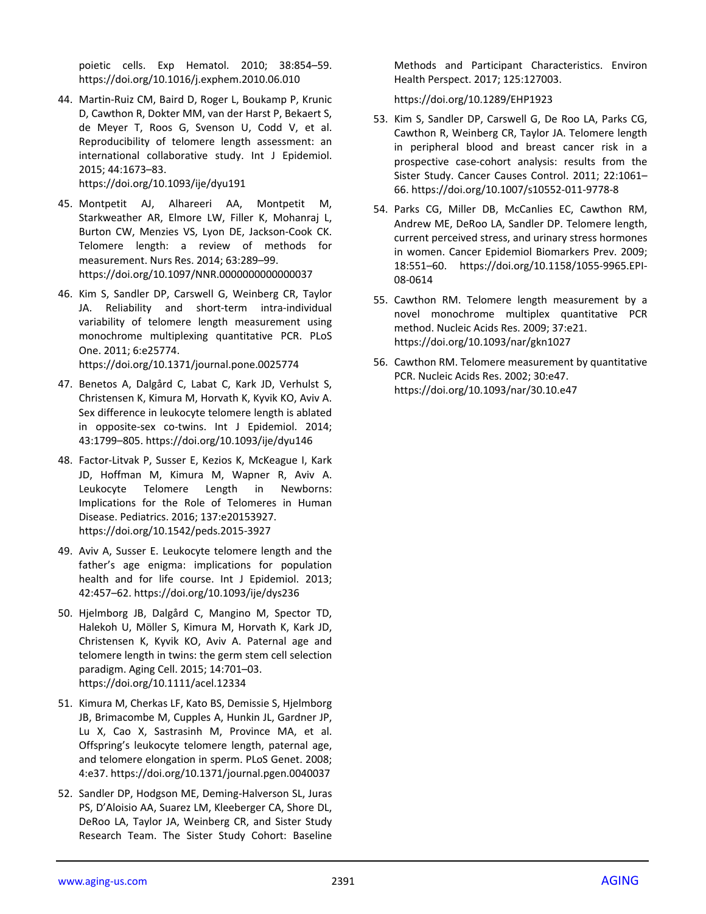poietic cells. Exp Hematol. 2010; 38:854–59. https://doi.org/10.1016/j.exphem.2010.06.010

44. Martin-Ruiz CM, Baird D, Roger L, Boukamp P, Krunic D, Cawthon R, Dokter MM, van der Harst P, Bekaert S, de Meyer T, Roos G, Svenson U, Codd V, et al. Reproducibility of telomere length assessment: an international collaborative study. Int J Epidemiol. 2015; 44:1673–83. https://doi.org/10.1093/ije/dyu191

45. Montpetit AJ, Alhareeri AA, Montpetit M, Starkweather AR, Elmore LW, Filler K, Mohanraj L, Burton CW, Menzies VS, Lyon DE, Jackson-Cook CK. Telomere length: a review of methods for measurement. Nurs Res. 2014; 63:289–99. https://doi.org/10.1097/NNR.0000000000000037

46. Kim S, Sandler DP, Carswell G, Weinberg CR, Taylor JA. Reliability and short-term intra-individual variability of telomere length measurement using monochrome multiplexing quantitative PCR. PLoS One. 2011; 6:e25774. https://doi.org/10.1371/journal.pone.0025774

47. Benetos A, Dalgård C, Labat C, Kark JD, Verhulst S, Christensen K, Kimura M, Horvath K, Kyvik KO, Aviv A. Sex difference in leukocyte telomere length is ablated in opposite-sex co-twins. Int J Epidemiol. 2014; 43:1799–805. https://doi.org/10.1093/ije/dyu146

48. Factor-Litvak P, Susser E, Kezios K, McKeague I, Kark JD, Hoffman M, Kimura M, Wapner R, Aviv A. Leukocyte Telomere Length in Newborns: Implications for the Role of Telomeres in Human Disease. Pediatrics. 2016; 137:e20153927. https://doi.org/10.1542/peds.2015-3927

49. Aviv A, Susser E. Leukocyte telomere length and the father's age enigma: implications for population health and for life course. Int J Epidemiol. 2013; 42:457–62. https://doi.org/10.1093/ije/dys236

50. Hjelmborg JB, Dalgård C, Mangino M, Spector TD, Halekoh U, Möller S, Kimura M, Horvath K, Kark JD, Christensen K, Kyvik KO, Aviv A. Paternal age and telomere length in twins: the germ stem cell selection paradigm. Aging Cell. 2015; 14:701–03. https://doi.org/10.1111/acel.12334

51. Kimura M, Cherkas LF, Kato BS, Demissie S, Hjelmborg JB, Brimacombe M, Cupples A, Hunkin JL, Gardner JP, Lu X, Cao X, Sastrasinh M, Province MA, et al. Offspring's leukocyte telomere length, paternal age, and telomere elongation in sperm. PLoS Genet. 2008; 4:e37. https://doi.org/10.1371/journal.pgen.0040037

52. Sandler DP, Hodgson ME, Deming-Halverson SL, Juras PS, D'Aloisio AA, Suarez LM, Kleeberger CA, Shore DL, DeRoo LA, Taylor JA, Weinberg CR, and Sister Study Research Team. The Sister Study Cohort: Baseline Methods and Participant Characteristics. Environ Health Perspect. 2017; 125:127003. https://doi.org/10.1289/EHP1923

53. Kim S, Sandler DP, Carswell G, De Roo LA, Parks CG, Cawthon R, Weinberg CR, Taylor JA. Telomere length in peripheral blood and breast cancer risk in a prospective case-cohort analysis: results from the Sister Study. Cancer Causes Control. 2011; 22:1061–66. https://doi.org/10.1007/s10552-011-9778-8

54. Parks CG, Miller DB, McCanlies EC, Cawthon RM, Andrew ME, DeRoo LA, Sandler DP. Telomere length, current perceived stress, and urinary stress hormones in women. Cancer Epidemiol Biomarkers Prev. 2009; 18:551–60. https://doi.org/10.1158/1055-9965.EPI-08-0614

55. Cawthon RM. Telomere length measurement by a novel monochrome multiplex quantitative PCR method. Nucleic Acids Res. 2009; 37:e21. https://doi.org/10.1093/nar/gkn1027

56. Cawthon RM. Telomere measurement by quantitative PCR. Nucleic Acids Res. 2002; 30:e47. https://doi.org/10.1093/nar/30.10.e47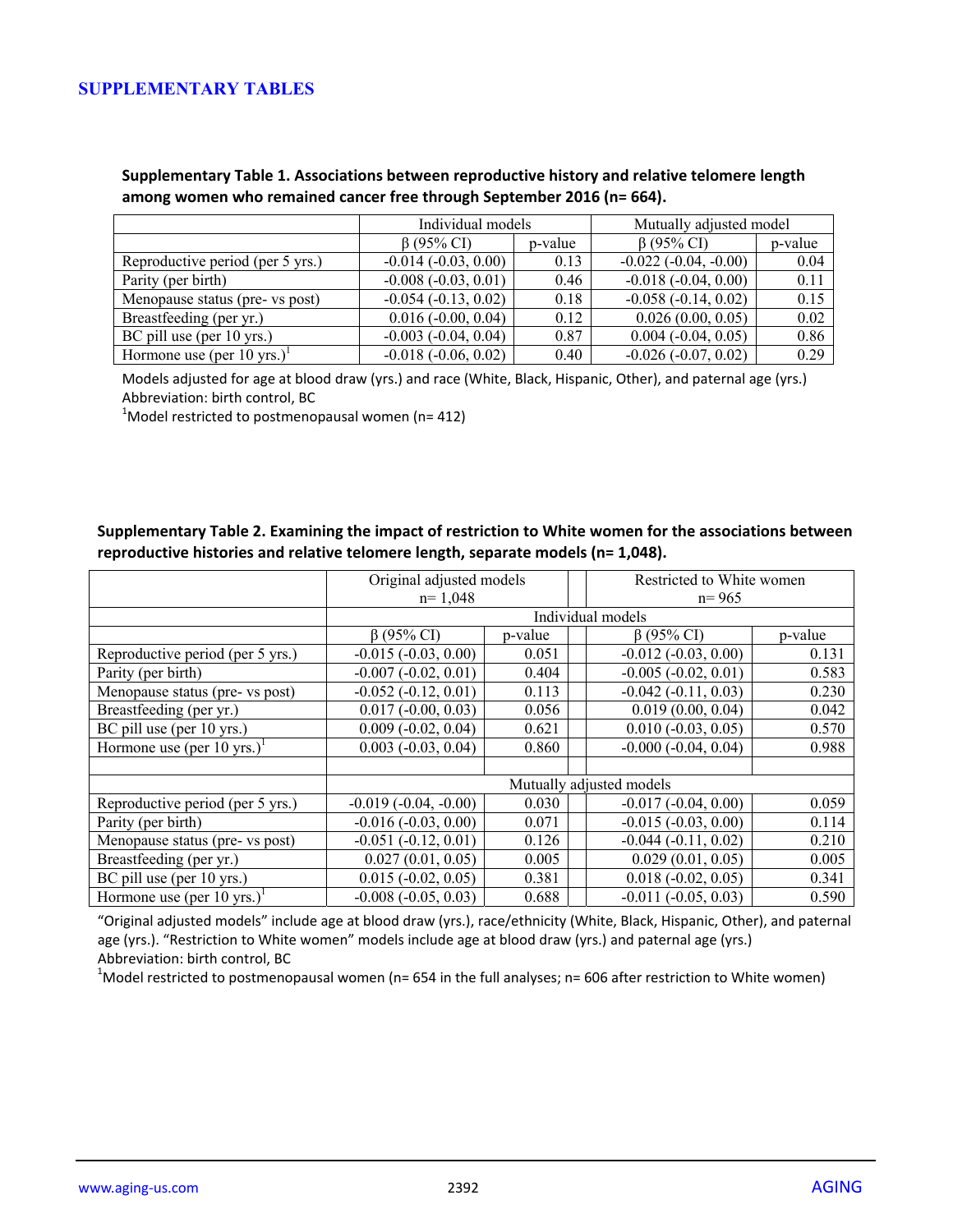# SUPPLEMENTARY TABLES

**Supplementary Table 1. Associations between reproductive history and relative telomere length among women who remained cancer free through September 2016 (n= 664).**

| | Individual models | | Mutually adjusted model | |
|---|---|---|---|---|
| | β (95% CI) | p-value | β (95% CI) | p-value |
| Reproductive period (per 5 yrs.) | -0.014 (-0.03, 0.00) | 0.13 | -0.022 (-0.04, -0.00) | 0.04 |
| Parity (per birth) | -0.008 (-0.03, 0.01) | 0.46 | -0.018 (-0.04, 0.00) | 0.11 |
| Menopause status (pre- vs post) | -0.054 (-0.13, 0.02) | 0.18 | -0.058 (-0.14, 0.02) | 0.15 |
| Breastfeeding (per yr.) | 0.016 (-0.00, 0.04) | 0.12 | 0.026 (0.00, 0.05) | 0.02 |
| BC pill use (per 10 yrs.) | -0.003 (-0.04, 0.04) | 0.87 | 0.004 (-0.04, 0.05) | 0.86 |
| Hormone use (per 10 yrs.)[1] | -0.018 (-0.06, 0.02) | 0.40 | -0.026 (-0.07, 0.02) | 0.29 |

Models adjusted for age at blood draw (yrs.) and race (White, Black, Hispanic, Other), and paternal age (yrs.)
Abbreviation: birth control, BC
[1]Model restricted to postmenopausal women (n= 412)

**Supplementary Table 2. Examining the impact of restriction to White women for the associations between reproductive histories and relative telomere length, separate models (n= 1,048).**

| | Original adjusted models n= 1,048 | | Restricted to White women n= 965 | |
|---|---|---|---|---|
| | Individual models | | | |
| | β (95% CI) | p-value | β (95% CI) | p-value |
| Reproductive period (per 5 yrs.) | -0.015 (-0.03, 0.00) | 0.051 | -0.012 (-0.03, 0.00) | 0.131 |
| Parity (per birth) | -0.007 (-0.02, 0.01) | 0.404 | -0.005 (-0.02, 0.01) | 0.583 |
| Menopause status (pre- vs post) | -0.052 (-0.12, 0.01) | 0.113 | -0.042 (-0.11, 0.03) | 0.230 |
| Breastfeeding (per yr.) | 0.017 (-0.00, 0.03) | 0.056 | 0.019 (0.00, 0.04) | 0.042 |
| BC pill use (per 10 yrs.) | 0.009 (-0.02, 0.04) | 0.621 | 0.010 (-0.03, 0.05) | 0.570 |
| Hormone use (per 10 yrs.)[1] | 0.003 (-0.03, 0.04) | 0.860 | -0.000 (-0.04, 0.04) | 0.988 |
| | | | | |
| | Mutually adjusted models | | | |
| Reproductive period (per 5 yrs.) | -0.019 (-0.04, -0.00) | 0.030 | -0.017 (-0.04, 0.00) | 0.059 |
| Parity (per birth) | -0.016 (-0.03, 0.00) | 0.071 | -0.015 (-0.03, 0.00) | 0.114 |
| Menopause status (pre- vs post) | -0.051 (-0.12, 0.01) | 0.126 | -0.044 (-0.11, 0.02) | 0.210 |
| Breastfeeding (per yr.) | 0.027 (0.01, 0.05) | 0.005 | 0.029 (0.01, 0.05) | 0.005 |
| BC pill use (per 10 yrs.) | 0.015 (-0.02, 0.05) | 0.381 | 0.018 (-0.02, 0.05) | 0.341 |
| Hormone use (per 10 yrs.)[1] | -0.008 (-0.05, 0.03) | 0.688 | -0.011 (-0.05, 0.03) | 0.590 |

"Original adjusted models" include age at blood draw (yrs.), race/ethnicity (White, Black, Hispanic, Other), and paternal age (yrs.). "Restriction to White women" models include age at blood draw (yrs.) and paternal age (yrs.)
Abbreviation: birth control, BC
[1]Model restricted to postmenopausal women (n= 654 in the full analyses; n= 606 after restriction to White women)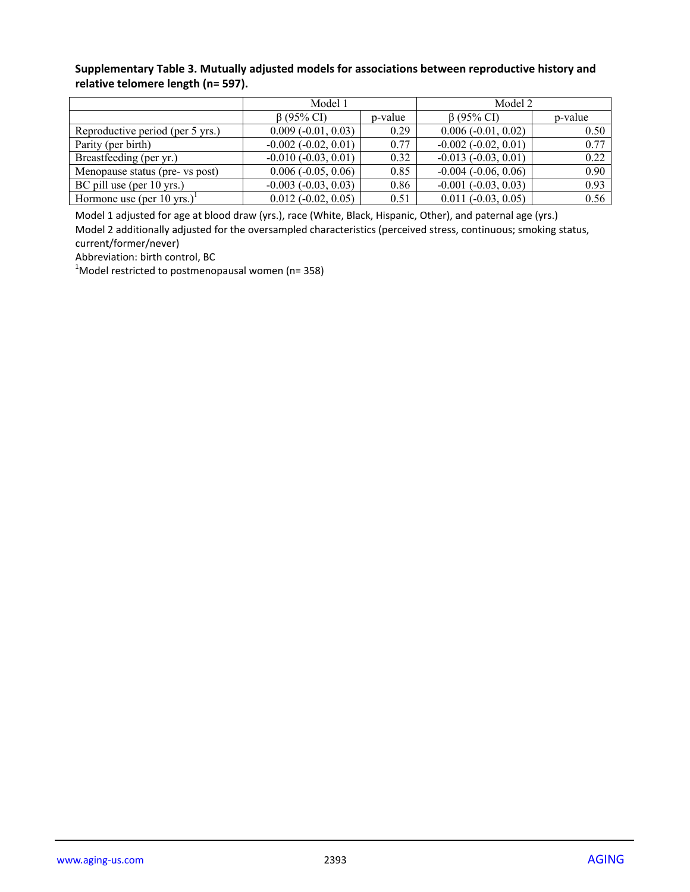**Supplementary Table 3. Mutually adjusted models for associations between reproductive history and relative telomere length (n= 597).**

| | Model 1 | | Model 2 | |
|---|---|---|---|---|
| | β (95% CI) | p-value | β (95% CI) | p-value |
| Reproductive period (per 5 yrs.) | 0.009 (-0.01, 0.03) | 0.29 | 0.006 (-0.01, 0.02) | 0.50 |
| Parity (per birth) | -0.002 (-0.02, 0.01) | 0.77 | -0.002 (-0.02, 0.01) | 0.77 |
| Breastfeeding (per yr.) | -0.010 (-0.03, 0.01) | 0.32 | -0.013 (-0.03, 0.01) | 0.22 |
| Menopause status (pre- vs post) | 0.006 (-0.05, 0.06) | 0.85 | -0.004 (-0.06, 0.06) | 0.90 |
| BC pill use (per 10 yrs.) | -0.003 (-0.03, 0.03) | 0.86 | -0.001 (-0.03, 0.03) | 0.93 |
| Hormone use (per 10 yrs.)[1] | 0.012 (-0.02, 0.05) | 0.51 | 0.011 (-0.03, 0.05) | 0.56 |

Model 1 adjusted for age at blood draw (yrs.), race (White, Black, Hispanic, Other), and paternal age (yrs.)

Model 2 additionally adjusted for the oversampled characteristics (perceived stress, continuous; smoking status, current/former/never)

Abbreviation: birth control, BC

[1]Model restricted to postmenopausal women (n= 358)